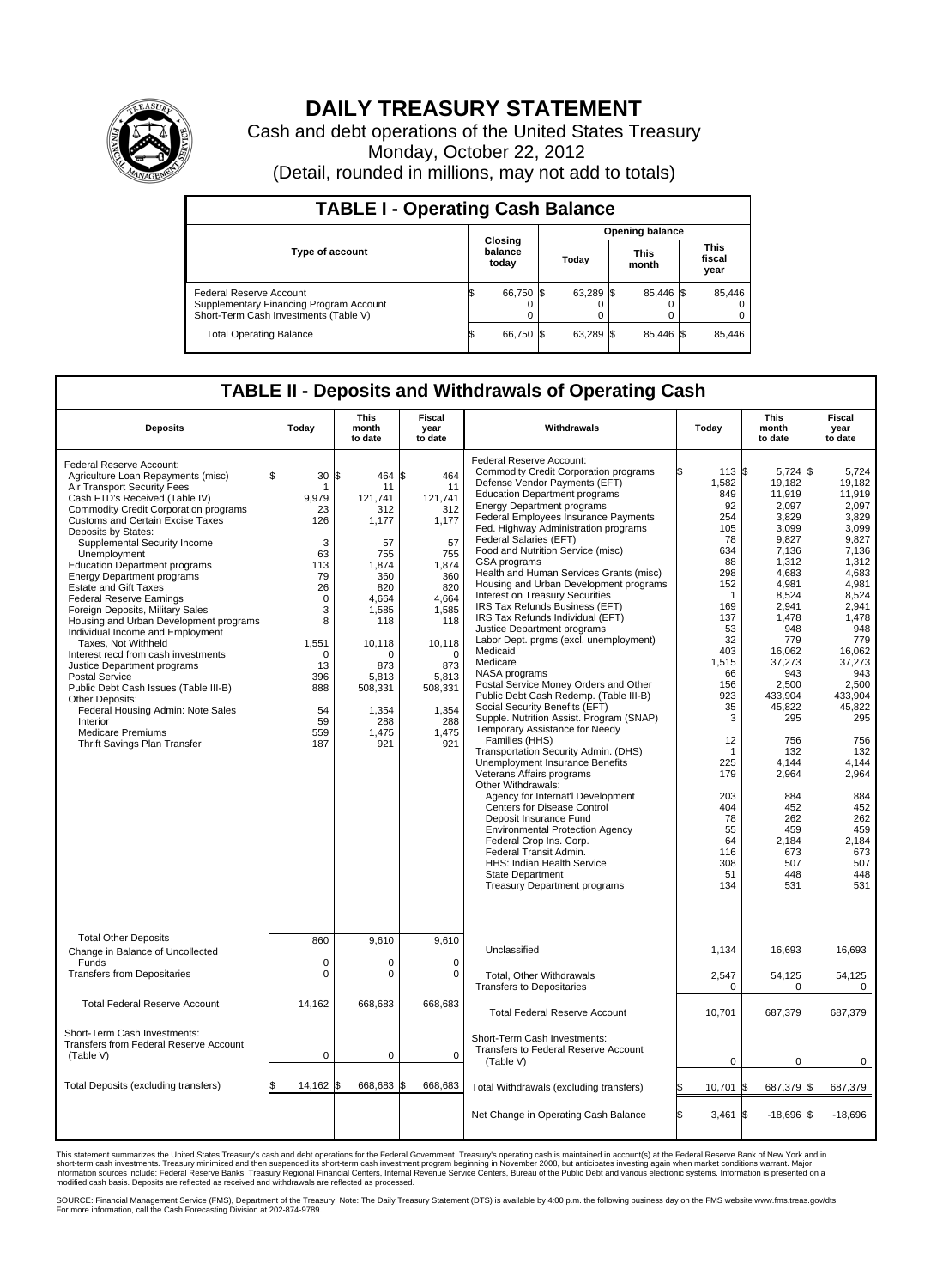# DAILY TREASURY STATEMENT

Cash and debt operations of the United States Treasury

Monday, October 22, 2012

(Detail, rounded in millions, may not add to totals)

## TABLE I - Operating Cash Balance

| Type of account | Closing balance today | Opening balance Today | Opening balance This month | Opening balance This fiscal year |
|---|---|---|---|---|
| Federal Reserve Account | $ 66,750 | $ 63,289 | $ 85,446 | $ 85,446 |
| Supplementary Financing Program Account | 0 | 0 | 0 | 0 |
| Short-Term Cash Investments (Table V) | 0 | 0 | 0 | 0 |
| Total Operating Balance | $ 66,750 | $ 63,289 | $ 85,446 | $ 85,446 |

## TABLE II - Deposits and Withdrawals of Operating Cash

| Deposits | Today | This month to date | Fiscal year to date |
|---|---|---|---|
| Federal Reserve Account: | | | |
| Agriculture Loan Repayments (misc) | $ 30 | $ 464 | $ 464 |
| Air Transport Security Fees | 1 | 11 | 11 |
| Cash FTD's Received (Table IV) | 9,979 | 121,741 | 121,741 |
| Commodity Credit Corporation programs | 23 | 312 | 312 |
| Customs and Certain Excise Taxes | 126 | 1,177 | 1,177 |
| Deposits by States: | | | |
| Supplemental Security Income | 3 | 57 | 57 |
| Unemployment | 63 | 755 | 755 |
| Education Department programs | 113 | 1,874 | 1,874 |
| Energy Department programs | 79 | 360 | 360 |
| Estate and Gift Taxes | 26 | 820 | 820 |
| Federal Reserve Earnings | 0 | 4,664 | 4,664 |
| Foreign Deposits, Military Sales | 3 | 1,585 | 1,585 |
| Housing and Urban Development programs | 8 | 118 | 118 |
| Individual Income and Employment Taxes, Not Withheld | 1,551 | 10,118 | 10,118 |
| Interest recd from cash investments | 0 | 0 | 0 |
| Justice Department programs | 13 | 873 | 873 |
| Postal Service | 396 | 5,813 | 5,813 |
| Public Debt Cash Issues (Table III-B) | 888 | 508,331 | 508,331 |
| Other Deposits: | | | |
| Federal Housing Admin: Note Sales | 54 | 1,354 | 1,354 |
| Interior | 59 | 288 | 288 |
| Medicare Premiums | 559 | 1,475 | 1,475 |
| Thrift Savings Plan Transfer | 187 | 921 | 921 |
| Total Other Deposits | 860 | 9,610 | 9,610 |
| Change in Balance of Uncollected Funds | 0 | 0 | 0 |
| Transfers from Depositaries | 0 | 0 | 0 |
| Total Federal Reserve Account | 14,162 | 668,683 | 668,683 |
| Short-Term Cash Investments: Transfers from Federal Reserve Account (Table V) | 0 | 0 | 0 |
| Total Deposits (excluding transfers) | $ 14,162 | $ 668,683 | $ 668,683 |

| Withdrawals | Today | This month to date | Fiscal year to date |
|---|---|---|---|
| Federal Reserve Account: | | | |
| Commodity Credit Corporation programs | $ 113 | $ 5,724 | $ 5,724 |
| Defense Vendor Payments (EFT) | 1,582 | 19,182 | 19,182 |
| Education Department programs | 849 | 11,919 | 11,919 |
| Energy Department programs | 92 | 2,097 | 2,097 |
| Federal Employees Insurance Payments | 254 | 3,829 | 3,829 |
| Fed. Highway Administration programs | 105 | 3,099 | 3,099 |
| Federal Salaries (EFT) | 78 | 9,827 | 9,827 |
| Food and Nutrition Service (misc) | 634 | 7,136 | 7,136 |
| GSA programs | 88 | 1,312 | 1,312 |
| Health and Human Services Grants (misc) | 298 | 4,683 | 4,683 |
| Housing and Urban Development programs | 152 | 4,981 | 4,981 |
| Interest on Treasury Securities | 1 | 8,524 | 8,524 |
| IRS Tax Refunds Business (EFT) | 169 | 2,941 | 2,941 |
| IRS Tax Refunds Individual (EFT) | 137 | 1,478 | 1,478 |
| Justice Department programs | 53 | 948 | 948 |
| Labor Dept. prgms (excl. unemployment) | 32 | 779 | 779 |
| Medicaid | 403 | 16,062 | 16,062 |
| Medicare | 1,515 | 37,273 | 37,273 |
| NASA programs | 66 | 943 | 943 |
| Postal Service Money Orders and Other | 156 | 2,500 | 2,500 |
| Public Debt Cash Redemp. (Table III-B) | 923 | 433,904 | 433,904 |
| Social Security Benefits (EFT) | 35 | 45,822 | 45,822 |
| Supple. Nutrition Assist. Program (SNAP) | 3 | 295 | 295 |
| Temporary Assistance for Needy Families (HHS) | 12 | 756 | 756 |
| Transportation Security Admin. (DHS) | 1 | 132 | 132 |
| Unemployment Insurance Benefits | 225 | 4,144 | 4,144 |
| Veterans Affairs programs | 179 | 2,964 | 2,964 |
| Other Withdrawals: | | | |
| Agency for Internat'l Development | 203 | 884 | 884 |
| Centers for Disease Control | 404 | 452 | 452 |
| Deposit Insurance Fund | 78 | 262 | 262 |
| Environmental Protection Agency | 55 | 459 | 459 |
| Federal Crop Ins. Corp. | 64 | 2,184 | 2,184 |
| Federal Transit Admin. | 116 | 673 | 673 |
| HHS: Indian Health Service | 308 | 507 | 507 |
| State Department | 51 | 448 | 448 |
| Treasury Department programs | 134 | 531 | 531 |
| Unclassified | 1,134 | 16,693 | 16,693 |
| Total, Other Withdrawals | 2,547 | 54,125 | 54,125 |
| Transfers to Depositaries | 0 | 0 | 0 |
| Total Federal Reserve Account | 10,701 | 687,379 | 687,379 |
| Short-Term Cash Investments: Transfers to Federal Reserve Account (Table V) | 0 | 0 | 0 |
| Total Withdrawals (excluding transfers) | $ 10,701 | $ 687,379 | $ 687,379 |
| Net Change in Operating Cash Balance | $ 3,461 | $ -18,696 | $ -18,696 |

This statement summarizes the United States Treasury's cash and debt operations for the Federal Government. Treasury's operating cash is maintained in account(s) at the Federal Reserve Bank of New York and in short-term cash investments. Treasury minimized and then suspended its short-term cash investment program beginning in November 2008, but anticipates investing again when market conditions warrant. Major information sources include: Federal Reserve Banks, Treasury Regional Financial Centers, Internal Revenue Service Centers, Bureau of the Public Debt and various electronic systems. Information is presented on a modified cash basis. Deposits are reflected as received and withdrawals are reflected as processed.

SOURCE: Financial Management Service (FMS), Department of the Treasury. Note: The Daily Treasury Statement (DTS) is available by 4:00 p.m. the following business day on the FMS website www.fms.treas.gov/dts. For more information, call the Cash Forecasting Division at 202-874-9789.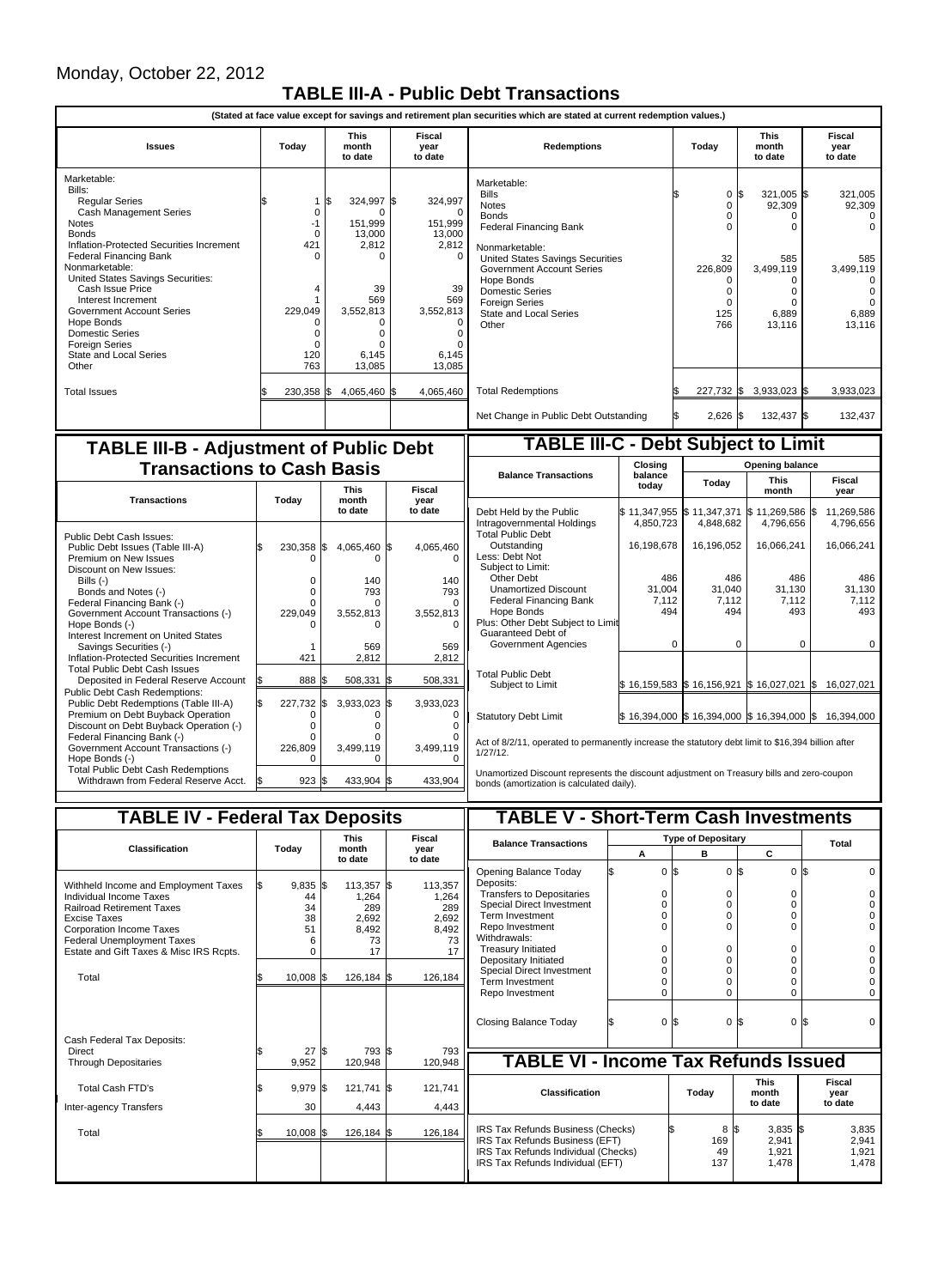Monday, October 22, 2012

# TABLE III-A - Public Debt Transactions

(Stated at face value except for savings and retirement plan securities which are stated at current redemption values.)

| Issues | Today | This month to date | Fiscal year to date |
|---|---|---|---|
| Marketable: | | | |
| Bills: | | | |
| Regular Series | $ 1 | $ 324,997 | $ 324,997 |
| Cash Management Series | 0 | 0 | 0 |
| Notes | -1 | 151,999 | 151,999 |
| Bonds | 0 | 13,000 | 13,000 |
| Inflation-Protected Securities Increment | 421 | 2,812 | 2,812 |
| Federal Financing Bank | 0 | 0 | 0 |
| Nonmarketable: | | | |
| United States Savings Securities: | | | |
| Cash Issue Price | 4 | 39 | 39 |
| Interest Increment | 1 | 569 | 569 |
| Government Account Series | 229,049 | 3,552,813 | 3,552,813 |
| Hope Bonds | 0 | 0 | 0 |
| Domestic Series | 0 | 0 | 0 |
| Foreign Series | 0 | 0 | 0 |
| State and Local Series | 120 | 6,145 | 6,145 |
| Other | 763 | 13,085 | 13,085 |
| Total Issues | $ 230,358 | $ 4,065,460 | $ 4,065,460 |

| Redemptions | Today | This month to date | Fiscal year to date |
|---|---|---|---|
| Marketable: | | | |
| Bills | $ 0 | $ 321,005 | $ 321,005 |
| Notes | 0 | 92,309 | 92,309 |
| Bonds | 0 | 0 | 0 |
| Federal Financing Bank | 0 | 0 | 0 |
| Nonmarketable: | | | |
| United States Savings Securities | 32 | 585 | 585 |
| Government Account Series | 226,809 | 3,499,119 | 3,499,119 |
| Hope Bonds | 0 | 0 | 0 |
| Domestic Series | 0 | 0 | 0 |
| Foreign Series | 0 | 0 | 0 |
| State and Local Series | 125 | 6,889 | 6,889 |
| Other | 766 | 13,116 | 13,116 |
| Total Redemptions | $ 227,732 | $ 3,933,023 | $ 3,933,023 |
| Net Change in Public Debt Outstanding | $ 2,626 | $ 132,437 | $ 132,437 |

# TABLE III-B - Adjustment of Public Debt Transactions to Cash Basis

| Transactions | Today | This month to date | Fiscal year to date |
|---|---|---|---|
| Public Debt Cash Issues: | | | |
| Public Debt Issues (Table III-A) | $ 230,358 | $ 4,065,460 | $ 4,065,460 |
| Premium on New Issues | 0 | 0 | 0 |
| Discount on New Issues: | | | |
| Bills (-) | 0 | 140 | 140 |
| Bonds and Notes (-) | 0 | 793 | 793 |
| Federal Financing Bank (-) | 0 | 0 | 0 |
| Government Account Transactions (-) | 229,049 | 3,552,813 | 3,552,813 |
| Hope Bonds (-) | 0 | 0 | 0 |
| Interest Increment on United States Savings Securities (-) | 1 | 569 | 569 |
| Inflation-Protected Securities Increment | 421 | 2,812 | 2,812 |
| Total Public Debt Cash Issues Deposited in Federal Reserve Account | $ 888 | $ 508,331 | $ 508,331 |
| Public Debt Cash Redemptions: | | | |
| Public Debt Redemptions (Table III-A) | $ 227,732 | $ 3,933,023 | $ 3,933,023 |
| Premium on Debt Buyback Operation | 0 | 0 | 0 |
| Discount on Debt Buyback Operation (-) | 0 | 0 | 0 |
| Federal Financing Bank (-) | 0 | 0 | 0 |
| Government Account Transactions (-) | 226,809 | 3,499,119 | 3,499,119 |
| Hope Bonds (-) | 0 | 0 | 0 |
| Total Public Debt Cash Redemptions Withdrawn from Federal Reserve Acct. | $ 923 | $ 433,904 | $ 433,904 |

# TABLE III-C - Debt Subject to Limit

| Balance Transactions | Closing balance today | Opening balance Today | Opening balance This month | Opening balance Fiscal year |
|---|---|---|---|---|
| Debt Held by the Public | $ 11,347,955 | $ 11,347,371 | $ 11,269,586 | $ 11,269,586 |
| Intragovernmental Holdings | 4,850,723 | 4,848,682 | 4,796,656 | 4,796,656 |
| Total Public Debt Outstanding | 16,198,678 | 16,196,052 | 16,066,241 | 16,066,241 |
| Less: Debt Not Subject to Limit: | | | | |
| Other Debt | 486 | 486 | 486 | 486 |
| Unamortized Discount | 31,004 | 31,040 | 31,130 | 31,130 |
| Federal Financing Bank | 7,112 | 7,112 | 7,112 | 7,112 |
| Hope Bonds | 494 | 494 | 493 | 493 |
| Plus: Other Debt Subject to Limit | | | | |
| Guaranteed Debt of Government Agencies | 0 | 0 | 0 | 0 |
| Total Public Debt Subject to Limit | $ 16,159,583 | $ 16,156,921 | $ 16,027,021 | $ 16,027,021 |
| Statutory Debt Limit | $ 16,394,000 | $ 16,394,000 | $ 16,394,000 | $ 16,394,000 |

Act of 8/2/11, operated to permanently increase the statutory debt limit to $16,394 billion after 1/27/12.

Unamortized Discount represents the discount adjustment on Treasury bills and zero-coupon bonds (amortization is calculated daily).

# TABLE IV - Federal Tax Deposits

| Classification | Today | This month to date | Fiscal year to date |
|---|---|---|---|
| Withheld Income and Employment Taxes | $ 9,835 | $ 113,357 | $ 113,357 |
| Individual Income Taxes | 44 | 1,264 | 1,264 |
| Railroad Retirement Taxes | 34 | 289 | 289 |
| Excise Taxes | 38 | 2,692 | 2,692 |
| Corporation Income Taxes | 51 | 8,492 | 8,492 |
| Federal Unemployment Taxes | 6 | 73 | 73 |
| Estate and Gift Taxes & Misc IRS Rcpts. | 0 | 17 | 17 |
| Total | $ 10,008 | $ 126,184 | $ 126,184 |
| Cash Federal Tax Deposits: | | | |
| Direct | $ 27 | $ 793 | $ 793 |
| Through Depositaries | 9,952 | 120,948 | 120,948 |
| Total Cash FTD's | $ 9,979 | $ 121,741 | $ 121,741 |
| Inter-agency Transfers | 30 | 4,443 | 4,443 |
| Total | $ 10,008 | $ 126,184 | $ 126,184 |

# TABLE V - Short-Term Cash Investments

| Balance Transactions | Type of Depositary A | Type of Depositary B | Type of Depositary C | Total |
|---|---|---|---|---|
| Opening Balance Today | $ 0 | $ 0 | $ 0 | $ 0 |
| Deposits: | | | | |
| Transfers to Depositaries | 0 | 0 | 0 | 0 |
| Special Direct Investment | 0 | 0 | 0 | 0 |
| Term Investment | 0 | 0 | 0 | 0 |
| Repo Investment | 0 | 0 | 0 | 0 |
| Withdrawals: | | | | |
| Treasury Initiated | 0 | 0 | 0 | 0 |
| Depositary Initiated | 0 | 0 | 0 | 0 |
| Special Direct Investment | 0 | 0 | 0 | 0 |
| Term Investment | 0 | 0 | 0 | 0 |
| Repo Investment | 0 | 0 | 0 | 0 |
| Closing Balance Today | $ 0 | $ 0 | $ 0 | $ 0 |

# TABLE VI - Income Tax Refunds Issued

| Classification | Today | This month to date | Fiscal year to date |
|---|---|---|---|
| IRS Tax Refunds Business (Checks) | $ 8 | $ 3,835 | $ 3,835 |
| IRS Tax Refunds Business (EFT) | 169 | 2,941 | 2,941 |
| IRS Tax Refunds Individual (Checks) | 49 | 1,921 | 1,921 |
| IRS Tax Refunds Individual (EFT) | 137 | 1,478 | 1,478 |